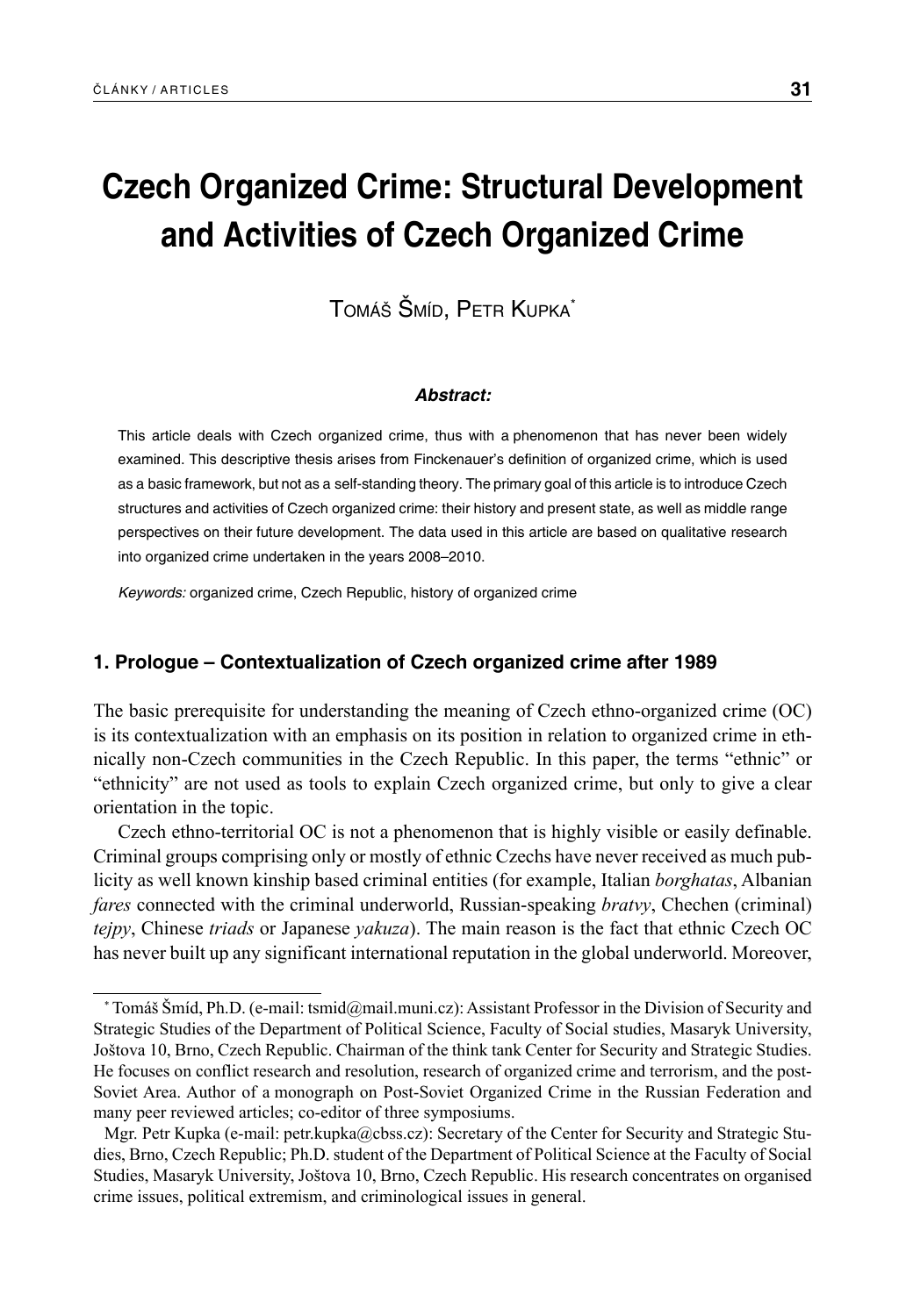# Czech Organized Crime: Structural Development and Activities of Czech Organized Crime

Tomáš Šmíd, Petr Kupka*

***Abstract:***

This article deals with Czech organized crime, thus with a phenomenon that has never been widely examined. This descriptive thesis arises from Finckenauer's definition of organized crime, which is used as a basic framework, but not as a self-standing theory. The primary goal of this article is to introduce Czech structures and activities of Czech organized crime: their history and present state, as well as middle range perspectives on their future development. The data used in this article are based on qualitative research into organized crime undertaken in the years 2008–2010.

*Keywords:* organized crime, Czech Republic, history of organized crime

## 1. Prologue – Contextualization of Czech organized crime after 1989

The basic prerequisite for understanding the meaning of Czech ethno-organized crime (OC) is its contextualization with an emphasis on its position in relation to organized crime in ethnically non-Czech communities in the Czech Republic. In this paper, the terms "ethnic" or "ethnicity" are not used as tools to explain Czech organized crime, but only to give a clear orientation in the topic.

Czech ethno-territorial OC is not a phenomenon that is highly visible or easily definable. Criminal groups comprising only or mostly of ethnic Czechs have never received as much publicity as well known kinship based criminal entities (for example, Italian *borghatas*, Albanian *fares* connected with the criminal underworld, Russian-speaking *bratvy*, Chechen (criminal) *tejpy*, Chinese *triads* or Japanese *yakuza*). The main reason is the fact that ethnic Czech OC has never built up any significant international reputation in the global underworld. Moreover,

---

* Tomáš Šmíd, Ph.D. (e-mail: tsmid@mail.muni.cz): Assistant Professor in the Division of Security and Strategic Studies of the Department of Political Science, Faculty of Social studies, Masaryk University, Joštova 10, Brno, Czech Republic. Chairman of the think tank Center for Security and Strategic Studies. He focuses on conflict research and resolution, research of organized crime and terrorism, and the post-Soviet Area. Author of a monograph on Post-Soviet Organized Crime in the Russian Federation and many peer reviewed articles; co-editor of three symposiums.

Mgr. Petr Kupka (e-mail: petr.kupka@cbss.cz): Secretary of the Center for Security and Strategic Studies, Brno, Czech Republic; Ph.D. student of the Department of Political Science at the Faculty of Social Studies, Masaryk University, Joštova 10, Brno, Czech Republic. His research concentrates on organised crime issues, political extremism, and criminological issues in general.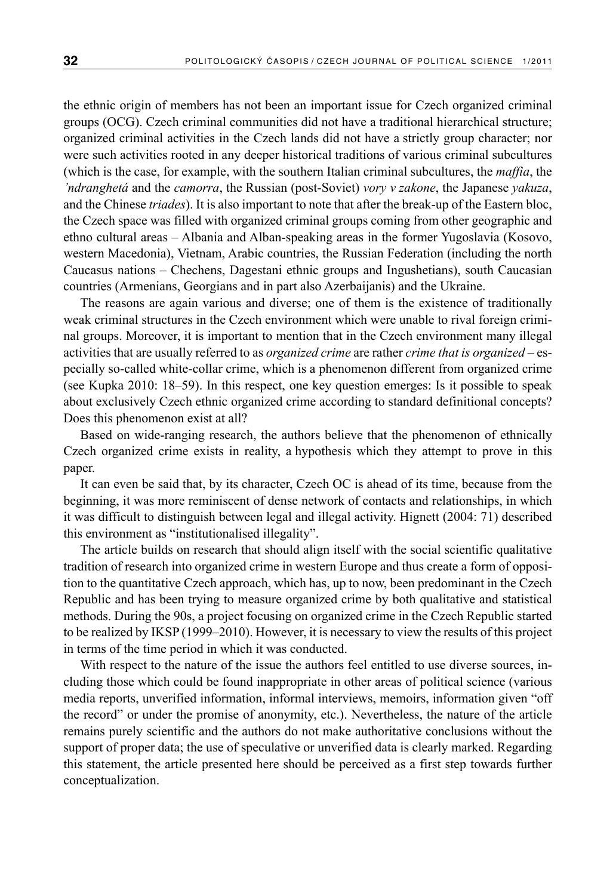the ethnic origin of members has not been an important issue for Czech organized criminal groups (OCG). Czech criminal communities did not have a traditional hierarchical structure; organized criminal activities in the Czech lands did not have a strictly group character; nor were such activities rooted in any deeper historical traditions of various criminal subcultures (which is the case, for example, with the southern Italian criminal subcultures, the *maffia*, the *'ndranghetá* and the *camorra*, the Russian (post-Soviet) *vory v zakone*, the Japanese *yakuza*, and the Chinese *triades*). It is also important to note that after the break-up of the Eastern bloc, the Czech space was filled with organized criminal groups coming from other geographic and ethno cultural areas – Albania and Alban-speaking areas in the former Yugoslavia (Kosovo, western Macedonia), Vietnam, Arabic countries, the Russian Federation (including the north Caucasus nations – Chechens, Dagestani ethnic groups and Ingushetians), south Caucasian countries (Armenians, Georgians and in part also Azerbaijanis) and the Ukraine.

The reasons are again various and diverse; one of them is the existence of traditionally weak criminal structures in the Czech environment which were unable to rival foreign criminal groups. Moreover, it is important to mention that in the Czech environment many illegal activities that are usually referred to as *organized crime* are rather *crime that is organized* – especially so-called white-collar crime, which is a phenomenon different from organized crime (see Kupka 2010: 18–59). In this respect, one key question emerges: Is it possible to speak about exclusively Czech ethnic organized crime according to standard definitional concepts? Does this phenomenon exist at all?

Based on wide-ranging research, the authors believe that the phenomenon of ethnically Czech organized crime exists in reality, a hypothesis which they attempt to prove in this paper.

It can even be said that, by its character, Czech OC is ahead of its time, because from the beginning, it was more reminiscent of dense network of contacts and relationships, in which it was difficult to distinguish between legal and illegal activity. Hignett (2004: 71) described this environment as "institutionalised illegality".

The article builds on research that should align itself with the social scientific qualitative tradition of research into organized crime in western Europe and thus create a form of opposition to the quantitative Czech approach, which has, up to now, been predominant in the Czech Republic and has been trying to measure organized crime by both qualitative and statistical methods. During the 90s, a project focusing on organized crime in the Czech Republic started to be realized by IKSP (1999–2010). However, it is necessary to view the results of this project in terms of the time period in which it was conducted.

With respect to the nature of the issue the authors feel entitled to use diverse sources, including those which could be found inappropriate in other areas of political science (various media reports, unverified information, informal interviews, memoirs, information given "off the record" or under the promise of anonymity, etc.). Nevertheless, the nature of the article remains purely scientific and the authors do not make authoritative conclusions without the support of proper data; the use of speculative or unverified data is clearly marked. Regarding this statement, the article presented here should be perceived as a first step towards further conceptualization.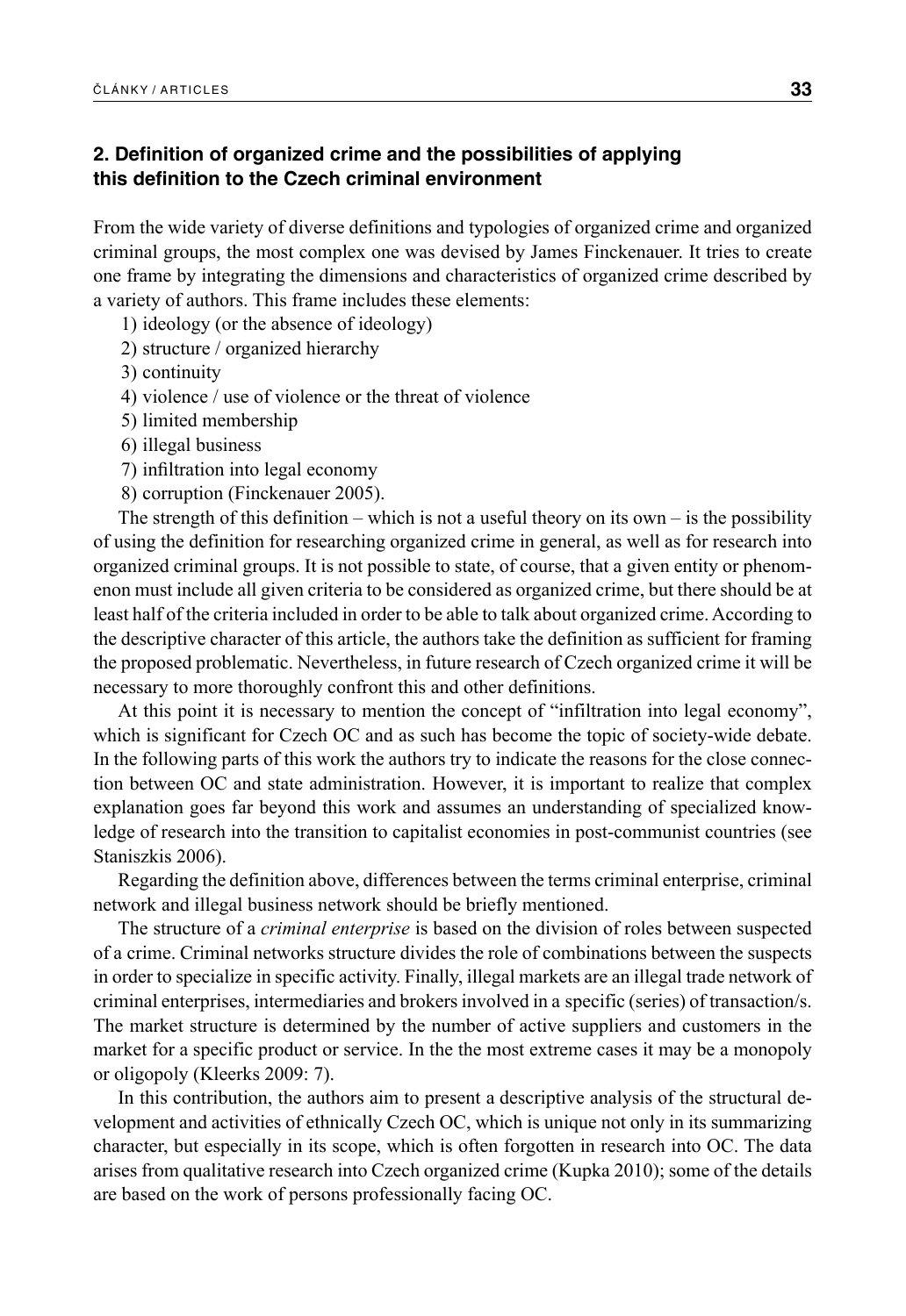## 2. Definition of organized crime and the possibilities of applying this definition to the Czech criminal environment

From the wide variety of diverse definitions and typologies of organized crime and organized criminal groups, the most complex one was devised by James Finckenauer. It tries to create one frame by integrating the dimensions and characteristics of organized crime described by a variety of authors. This frame includes these elements:

1) ideology (or the absence of ideology)
2) structure / organized hierarchy
3) continuity
4) violence / use of violence or the threat of violence
5) limited membership
6) illegal business
7) infiltration into legal economy
8) corruption (Finckenauer 2005).

The strength of this definition – which is not a useful theory on its own – is the possibility of using the definition for researching organized crime in general, as well as for research into organized criminal groups. It is not possible to state, of course, that a given entity or phenomenon must include all given criteria to be considered as organized crime, but there should be at least half of the criteria included in order to be able to talk about organized crime. According to the descriptive character of this article, the authors take the definition as sufficient for framing the proposed problematic. Nevertheless, in future research of Czech organized crime it will be necessary to more thoroughly confront this and other definitions.

At this point it is necessary to mention the concept of "infiltration into legal economy", which is significant for Czech OC and as such has become the topic of society-wide debate. In the following parts of this work the authors try to indicate the reasons for the close connection between OC and state administration. However, it is important to realize that complex explanation goes far beyond this work and assumes an understanding of specialized knowledge of research into the transition to capitalist economies in post-communist countries (see Staniszkis 2006).

Regarding the definition above, differences between the terms criminal enterprise, criminal network and illegal business network should be briefly mentioned.

The structure of a *criminal enterprise* is based on the division of roles between suspected of a crime. Criminal networks structure divides the role of combinations between the suspects in order to specialize in specific activity. Finally, illegal markets are an illegal trade network of criminal enterprises, intermediaries and brokers involved in a specific (series) of transaction/s. The market structure is determined by the number of active suppliers and customers in the market for a specific product or service. In the the most extreme cases it may be a monopoly or oligopoly (Kleerks 2009: 7).

In this contribution, the authors aim to present a descriptive analysis of the structural development and activities of ethnically Czech OC, which is unique not only in its summarizing character, but especially in its scope, which is often forgotten in research into OC. The data arises from qualitative research into Czech organized crime (Kupka 2010); some of the details are based on the work of persons professionally facing OC.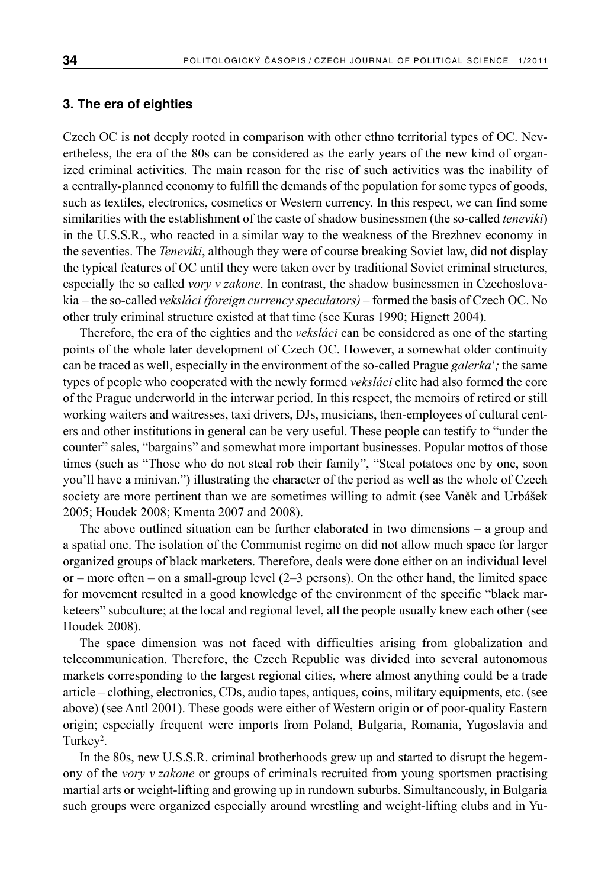### 3. The era of eighties

Czech OC is not deeply rooted in comparison with other ethno territorial types of OC. Nevertheless, the era of the 80s can be considered as the early years of the new kind of organized criminal activities. The main reason for the rise of such activities was the inability of a centrally-planned economy to fulfill the demands of the population for some types of goods, such as textiles, electronics, cosmetics or Western currency. In this respect, we can find some similarities with the establishment of the caste of shadow businessmen (the so-called *teneviki*) in the U.S.S.R., who reacted in a similar way to the weakness of the Brezhnev economy in the seventies. The *Teneviki*, although they were of course breaking Soviet law, did not display the typical features of OC until they were taken over by traditional Soviet criminal structures, especially the so called *vory v zakone*. In contrast, the shadow businessmen in Czechoslovakia – the so-called *veksláci (foreign currency speculators)* – formed the basis of Czech OC. No other truly criminal structure existed at that time (see Kuras 1990; Hignett 2004).

Therefore, the era of the eighties and the *veksláci* can be considered as one of the starting points of the whole later development of Czech OC. However, a somewhat older continuity can be traced as well, especially in the environment of the so-called Prague *galerka*[1]*;* the same types of people who cooperated with the newly formed *veksláci* elite had also formed the core of the Prague underworld in the interwar period. In this respect, the memoirs of retired or still working waiters and waitresses, taxi drivers, DJs, musicians, then-employees of cultural centers and other institutions in general can be very useful. These people can testify to "under the counter" sales, "bargains" and somewhat more important businesses. Popular mottos of those times (such as "Those who do not steal rob their family", "Steal potatoes one by one, soon you'll have a minivan.") illustrating the character of the period as well as the whole of Czech society are more pertinent than we are sometimes willing to admit (see Vaněk and Urbášek 2005; Houdek 2008; Kmenta 2007 and 2008).

The above outlined situation can be further elaborated in two dimensions – a group and a spatial one. The isolation of the Communist regime on did not allow much space for larger organized groups of black marketers. Therefore, deals were done either on an individual level or – more often – on a small-group level (2–3 persons). On the other hand, the limited space for movement resulted in a good knowledge of the environment of the specific "black marketeers" subculture; at the local and regional level, all the people usually knew each other (see Houdek 2008).

The space dimension was not faced with difficulties arising from globalization and telecommunication. Therefore, the Czech Republic was divided into several autonomous markets corresponding to the largest regional cities, where almost anything could be a trade article – clothing, electronics, CDs, audio tapes, antiques, coins, military equipments, etc. (see above) (see Antl 2001). These goods were either of Western origin or of poor-quality Eastern origin; especially frequent were imports from Poland, Bulgaria, Romania, Yugoslavia and Turkey[2].

In the 80s, new U.S.S.R. criminal brotherhoods grew up and started to disrupt the hegemony of the *vory v zakone* or groups of criminals recruited from young sportsmen practising martial arts or weight-lifting and growing up in rundown suburbs. Simultaneously, in Bulgaria such groups were organized especially around wrestling and weight-lifting clubs and in Yu-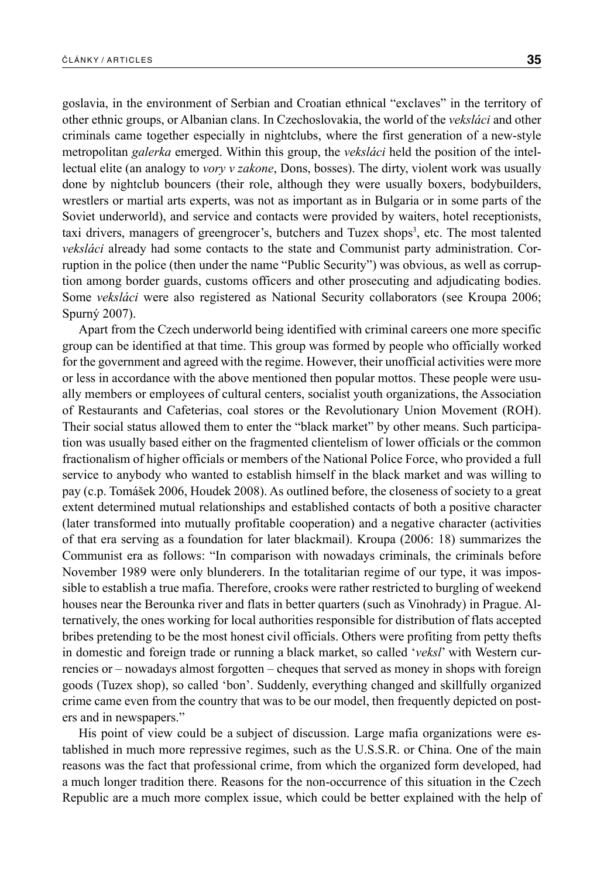goslavia, in the environment of Serbian and Croatian ethnical "exclaves" in the territory of other ethnic groups, or Albanian clans. In Czechoslovakia, the world of the *veksláci* and other criminals came together especially in nightclubs, where the first generation of a new-style metropolitan *galerka* emerged. Within this group, the *veksláci* held the position of the intellectual elite (an analogy to *vory v zakone*, Dons, bosses). The dirty, violent work was usually done by nightclub bouncers (their role, although they were usually boxers, bodybuilders, wrestlers or martial arts experts, was not as important as in Bulgaria or in some parts of the Soviet underworld), and service and contacts were provided by waiters, hotel receptionists, taxi drivers, managers of greengrocer's, butchers and Tuzex shops[3], etc. The most talented *veksláci* already had some contacts to the state and Communist party administration. Corruption in the police (then under the name "Public Security") was obvious, as well as corruption among border guards, customs officers and other prosecuting and adjudicating bodies. Some *veksláci* were also registered as National Security collaborators (see Kroupa 2006; Spurný 2007).

Apart from the Czech underworld being identified with criminal careers one more specific group can be identified at that time. This group was formed by people who officially worked for the government and agreed with the regime. However, their unofficial activities were more or less in accordance with the above mentioned then popular mottos. These people were usually members or employees of cultural centers, socialist youth organizations, the Association of Restaurants and Cafeterias, coal stores or the Revolutionary Union Movement (ROH). Their social status allowed them to enter the "black market" by other means. Such participation was usually based either on the fragmented clientelism of lower officials or the common fractionalism of higher officials or members of the National Police Force, who provided a full service to anybody who wanted to establish himself in the black market and was willing to pay (c.p. Tomášek 2006, Houdek 2008). As outlined before, the closeness of society to a great extent determined mutual relationships and established contacts of both a positive character (later transformed into mutually profitable cooperation) and a negative character (activities of that era serving as a foundation for later blackmail). Kroupa (2006: 18) summarizes the Communist era as follows: "In comparison with nowadays criminals, the criminals before November 1989 were only blunderers. In the totalitarian regime of our type, it was impossible to establish a true mafia. Therefore, crooks were rather restricted to burgling of weekend houses near the Berounka river and flats in better quarters (such as Vinohrady) in Prague. Alternatively, the ones working for local authorities responsible for distribution of flats accepted bribes pretending to be the most honest civil officials. Others were profiting from petty thefts in domestic and foreign trade or running a black market, so called '*veksl*' with Western currencies or – nowadays almost forgotten – cheques that served as money in shops with foreign goods (Tuzex shop), so called 'bon'. Suddenly, everything changed and skillfully organized crime came even from the country that was to be our model, then frequently depicted on posters and in newspapers."

His point of view could be a subject of discussion. Large mafia organizations were established in much more repressive regimes, such as the U.S.S.R. or China. One of the main reasons was the fact that professional crime, from which the organized form developed, had a much longer tradition there. Reasons for the non-occurrence of this situation in the Czech Republic are a much more complex issue, which could be better explained with the help of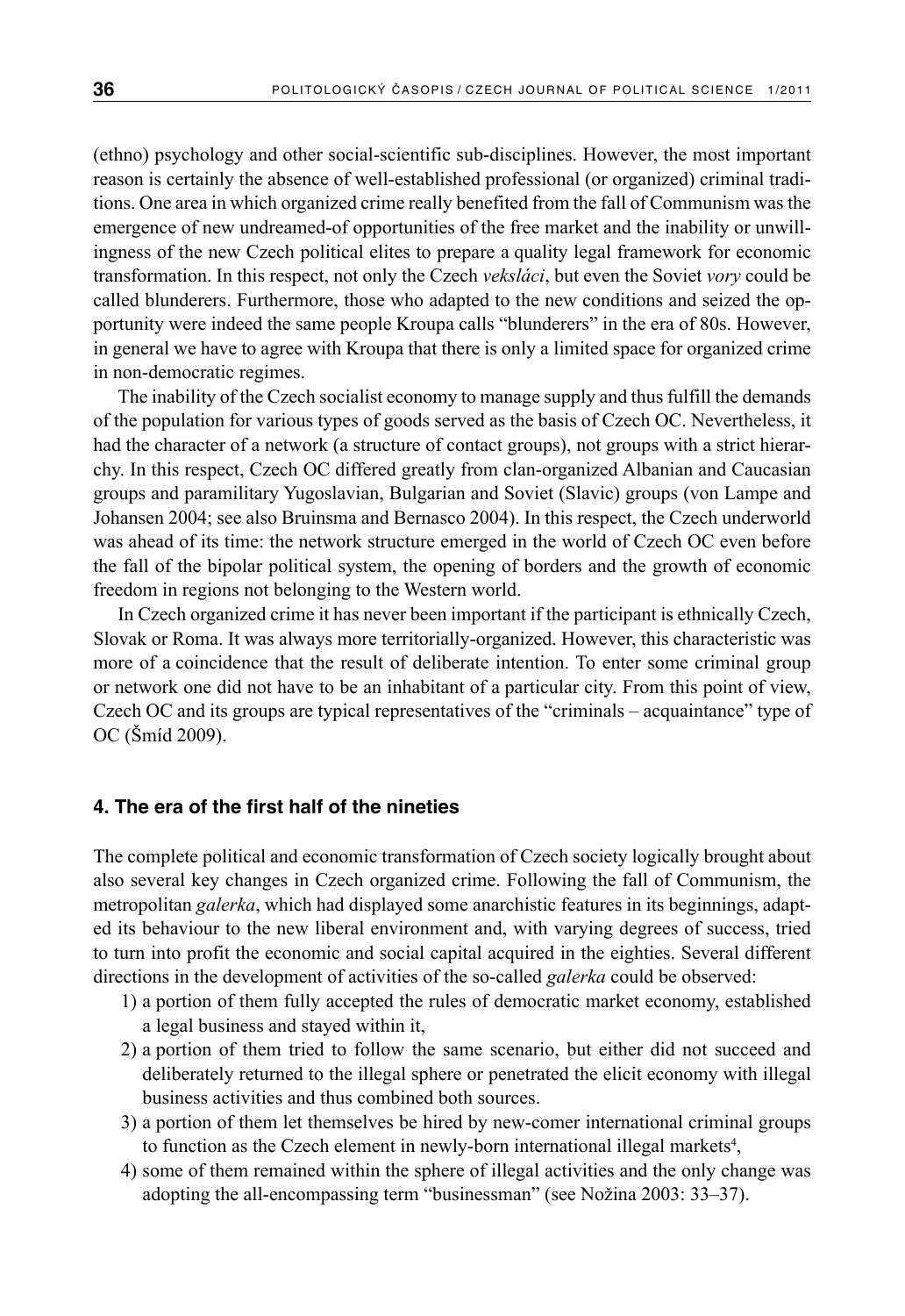(ethno) psychology and other social-scientific sub-disciplines. However, the most important reason is certainly the absence of well-established professional (or organized) criminal traditions. One area in which organized crime really benefited from the fall of Communism was the emergence of new undreamed-of opportunities of the free market and the inability or unwillingness of the new Czech political elites to prepare a quality legal framework for economic transformation. In this respect, not only the Czech *veksláci*, but even the Soviet *vory* could be called blunderers. Furthermore, those who adapted to the new conditions and seized the opportunity were indeed the same people Kroupa calls "blunderers" in the era of 80s. However, in general we have to agree with Kroupa that there is only a limited space for organized crime in non-democratic regimes.

The inability of the Czech socialist economy to manage supply and thus fulfill the demands of the population for various types of goods served as the basis of Czech OC. Nevertheless, it had the character of a network (a structure of contact groups), not groups with a strict hierarchy. In this respect, Czech OC differed greatly from clan-organized Albanian and Caucasian groups and paramilitary Yugoslavian, Bulgarian and Soviet (Slavic) groups (von Lampe and Johansen 2004; see also Bruinsma and Bernasco 2004). In this respect, the Czech underworld was ahead of its time: the network structure emerged in the world of Czech OC even before the fall of the bipolar political system, the opening of borders and the growth of economic freedom in regions not belonging to the Western world.

In Czech organized crime it has never been important if the participant is ethnically Czech, Slovak or Roma. It was always more territorially-organized. However, this characteristic was more of a coincidence that the result of deliberate intention. To enter some criminal group or network one did not have to be an inhabitant of a particular city. From this point of view, Czech OC and its groups are typical representatives of the "criminals – acquaintance" type of OC (Šmíd 2009).

## 4. The era of the first half of the nineties

The complete political and economic transformation of Czech society logically brought about also several key changes in Czech organized crime. Following the fall of Communism, the metropolitan *galerka*, which had displayed some anarchistic features in its beginnings, adapted its behaviour to the new liberal environment and, with varying degrees of success, tried to turn into profit the economic and social capital acquired in the eighties. Several different directions in the development of activities of the so-called *galerka* could be observed:

1) a portion of them fully accepted the rules of democratic market economy, established a legal business and stayed within it,
2) a portion of them tried to follow the same scenario, but either did not succeed and deliberately returned to the illegal sphere or penetrated the elicit economy with illegal business activities and thus combined both sources.
3) a portion of them let themselves be hired by new-comer international criminal groups to function as the Czech element in newly-born international illegal markets[4],
4) some of them remained within the sphere of illegal activities and the only change was adopting the all-encompassing term "businessman" (see Nožina 2003: 33–37).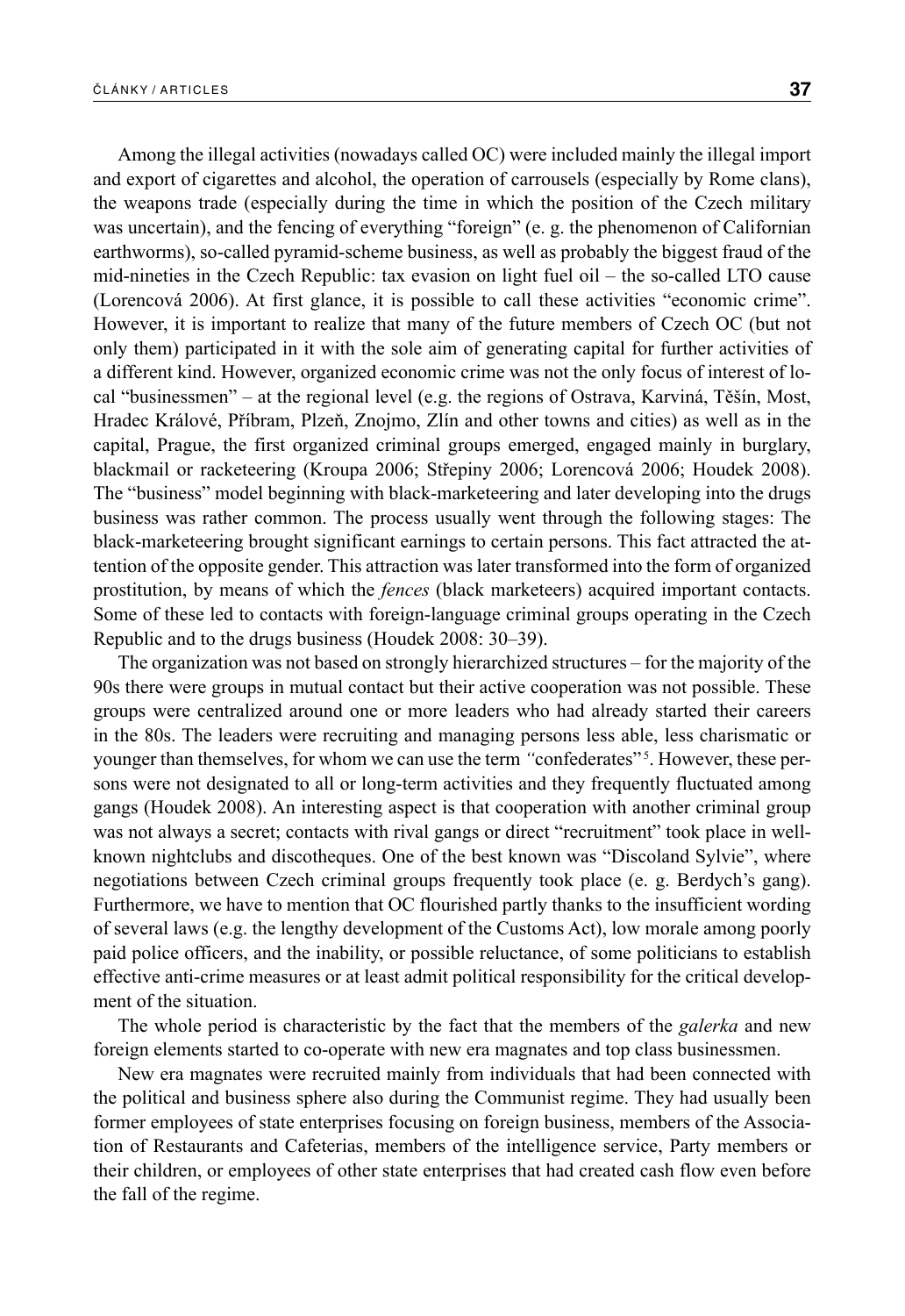Among the illegal activities (nowadays called OC) were included mainly the illegal import and export of cigarettes and alcohol, the operation of carrousels (especially by Rome clans), the weapons trade (especially during the time in which the position of the Czech military was uncertain), and the fencing of everything "foreign" (e. g. the phenomenon of Californian earthworms), so-called pyramid-scheme business, as well as probably the biggest fraud of the mid-nineties in the Czech Republic: tax evasion on light fuel oil – the so-called LTO cause (Lorencová 2006). At first glance, it is possible to call these activities "economic crime". However, it is important to realize that many of the future members of Czech OC (but not only them) participated in it with the sole aim of generating capital for further activities of a different kind. However, organized economic crime was not the only focus of interest of local "businessmen" – at the regional level (e.g. the regions of Ostrava, Karviná, Těšín, Most, Hradec Králové, Příbram, Plzeň, Znojmo, Zlín and other towns and cities) as well as in the capital, Prague, the first organized criminal groups emerged, engaged mainly in burglary, blackmail or racketeering (Kroupa 2006; Střepiny 2006; Lorencová 2006; Houdek 2008). The "business" model beginning with black-marketeering and later developing into the drugs business was rather common. The process usually went through the following stages: The black-marketeering brought significant earnings to certain persons. This fact attracted the attention of the opposite gender. This attraction was later transformed into the form of organized prostitution, by means of which the *fences* (black marketeers) acquired important contacts. Some of these led to contacts with foreign-language criminal groups operating in the Czech Republic and to the drugs business (Houdek 2008: 30–39).

The organization was not based on strongly hierarchized structures – for the majority of the 90s there were groups in mutual contact but their active cooperation was not possible. These groups were centralized around one or more leaders who had already started their careers in the 80s. The leaders were recruiting and managing persons less able, less charismatic or younger than themselves, for whom we can use the term "confederates"[5]. However, these persons were not designated to all or long-term activities and they frequently fluctuated among gangs (Houdek 2008). An interesting aspect is that cooperation with another criminal group was not always a secret; contacts with rival gangs or direct "recruitment" took place in well-known nightclubs and discotheques. One of the best known was "Discoland Sylvie", where negotiations between Czech criminal groups frequently took place (e. g. Berdych's gang). Furthermore, we have to mention that OC flourished partly thanks to the insufficient wording of several laws (e.g. the lengthy development of the Customs Act), low morale among poorly paid police officers, and the inability, or possible reluctance, of some politicians to establish effective anti-crime measures or at least admit political responsibility for the critical development of the situation.

The whole period is characteristic by the fact that the members of the *galerka* and new foreign elements started to co-operate with new era magnates and top class businessmen.

New era magnates were recruited mainly from individuals that had been connected with the political and business sphere also during the Communist regime. They had usually been former employees of state enterprises focusing on foreign business, members of the Association of Restaurants and Cafeterias, members of the intelligence service, Party members or their children, or employees of other state enterprises that had created cash flow even before the fall of the regime.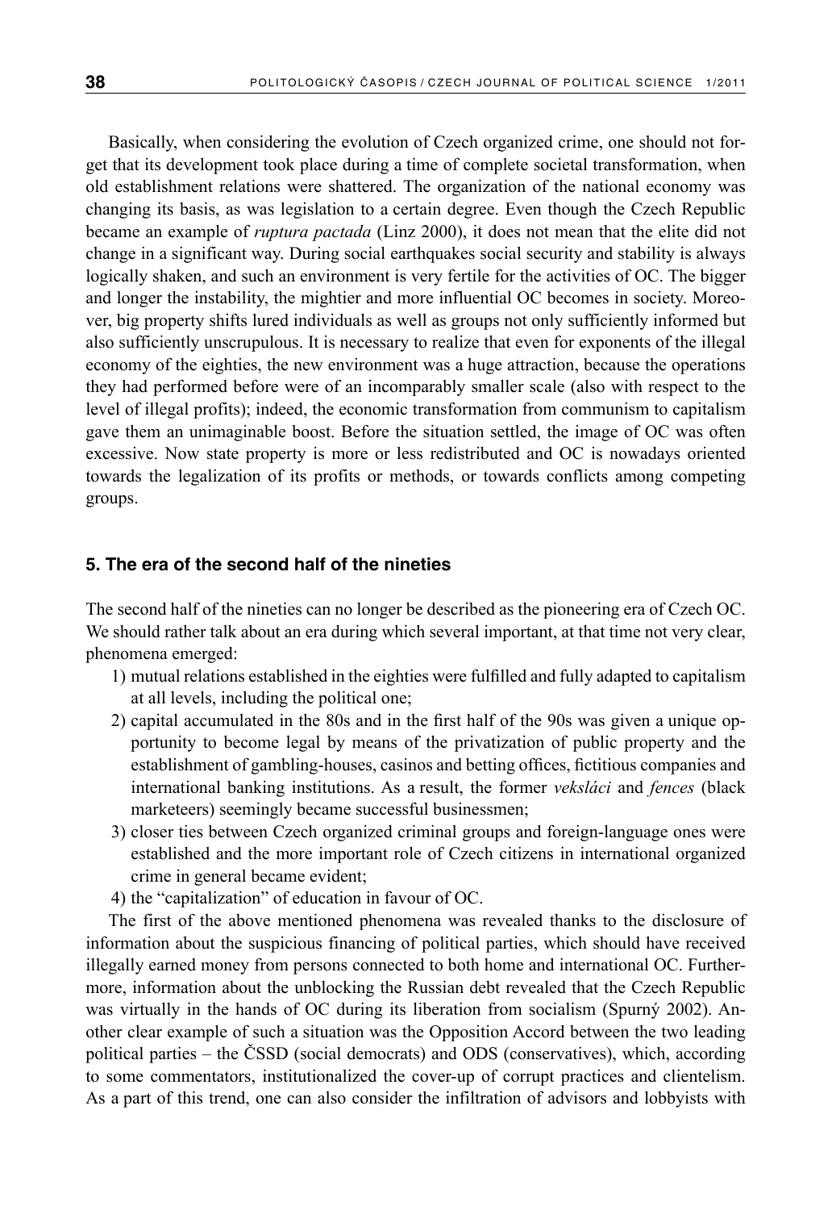Basically, when considering the evolution of Czech organized crime, one should not forget that its development took place during a time of complete societal transformation, when old establishment relations were shattered. The organization of the national economy was changing its basis, as was legislation to a certain degree. Even though the Czech Republic became an example of *ruptura pactada* (Linz 2000), it does not mean that the elite did not change in a significant way. During social earthquakes social security and stability is always logically shaken, and such an environment is very fertile for the activities of OC. The bigger and longer the instability, the mightier and more influential OC becomes in society. Moreover, big property shifts lured individuals as well as groups not only sufficiently informed but also sufficiently unscrupulous. It is necessary to realize that even for exponents of the illegal economy of the eighties, the new environment was a huge attraction, because the operations they had performed before were of an incomparably smaller scale (also with respect to the level of illegal profits); indeed, the economic transformation from communism to capitalism gave them an unimaginable boost. Before the situation settled, the image of OC was often excessive. Now state property is more or less redistributed and OC is nowadays oriented towards the legalization of its profits or methods, or towards conflicts among competing groups.

## 5. The era of the second half of the nineties

The second half of the nineties can no longer be described as the pioneering era of Czech OC. We should rather talk about an era during which several important, at that time not very clear, phenomena emerged:

1) mutual relations established in the eighties were fulfilled and fully adapted to capitalism at all levels, including the political one;
2) capital accumulated in the 80s and in the first half of the 90s was given a unique opportunity to become legal by means of the privatization of public property and the establishment of gambling-houses, casinos and betting offices, fictitious companies and international banking institutions. As a result, the former *veksláci* and *fences* (black marketeers) seemingly became successful businessmen;
3) closer ties between Czech organized criminal groups and foreign-language ones were established and the more important role of Czech citizens in international organized crime in general became evident;
4) the "capitalization" of education in favour of OC.

The first of the above mentioned phenomena was revealed thanks to the disclosure of information about the suspicious financing of political parties, which should have received illegally earned money from persons connected to both home and international OC. Furthermore, information about the unblocking the Russian debt revealed that the Czech Republic was virtually in the hands of OC during its liberation from socialism (Spurný 2002). Another clear example of such a situation was the Opposition Accord between the two leading political parties – the ČSSD (social democrats) and ODS (conservatives), which, according to some commentators, institutionalized the cover-up of corrupt practices and clientelism. As a part of this trend, one can also consider the infiltration of advisors and lobbyists with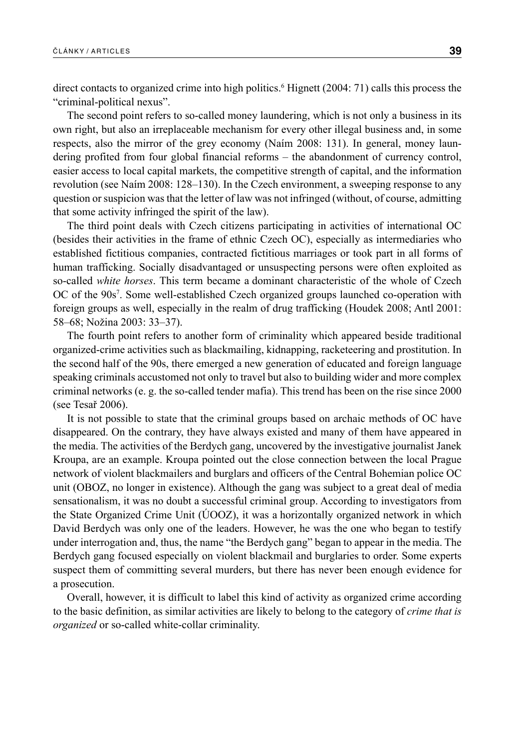direct contacts to organized crime into high politics.[6] Hignett (2004: 71) calls this process the "criminal-political nexus".

The second point refers to so-called money laundering, which is not only a business in its own right, but also an irreplaceable mechanism for every other illegal business and, in some respects, also the mirror of the grey economy (Naím 2008: 131). In general, money laundering profited from four global financial reforms – the abandonment of currency control, easier access to local capital markets, the competitive strength of capital, and the information revolution (see Naím 2008: 128–130). In the Czech environment, a sweeping response to any question or suspicion was that the letter of law was not infringed (without, of course, admitting that some activity infringed the spirit of the law).

The third point deals with Czech citizens participating in activities of international OC (besides their activities in the frame of ethnic Czech OC), especially as intermediaries who established fictitious companies, contracted fictitious marriages or took part in all forms of human trafficking. Socially disadvantaged or unsuspecting persons were often exploited as so-called *white horses*. This term became a dominant characteristic of the whole of Czech OC of the 90s[7]. Some well-established Czech organized groups launched co-operation with foreign groups as well, especially in the realm of drug trafficking (Houdek 2008; Antl 2001: 58–68; Nožina 2003: 33–37).

The fourth point refers to another form of criminality which appeared beside traditional organized-crime activities such as blackmailing, kidnapping, racketeering and prostitution. In the second half of the 90s, there emerged a new generation of educated and foreign language speaking criminals accustomed not only to travel but also to building wider and more complex criminal networks (e. g. the so-called tender mafia). This trend has been on the rise since 2000 (see Tesař 2006).

It is not possible to state that the criminal groups based on archaic methods of OC have disappeared. On the contrary, they have always existed and many of them have appeared in the media. The activities of the Berdych gang, uncovered by the investigative journalist Janek Kroupa, are an example. Kroupa pointed out the close connection between the local Prague network of violent blackmailers and burglars and officers of the Central Bohemian police OC unit (OBOZ, no longer in existence). Although the gang was subject to a great deal of media sensationalism, it was no doubt a successful criminal group. According to investigators from the State Organized Crime Unit (ÚOOZ), it was a horizontally organized network in which David Berdych was only one of the leaders. However, he was the one who began to testify under interrogation and, thus, the name "the Berdych gang" began to appear in the media. The Berdych gang focused especially on violent blackmail and burglaries to order. Some experts suspect them of committing several murders, but there has never been enough evidence for a prosecution.

Overall, however, it is difficult to label this kind of activity as organized crime according to the basic definition, as similar activities are likely to belong to the category of *crime that is organized* or so-called white-collar criminality.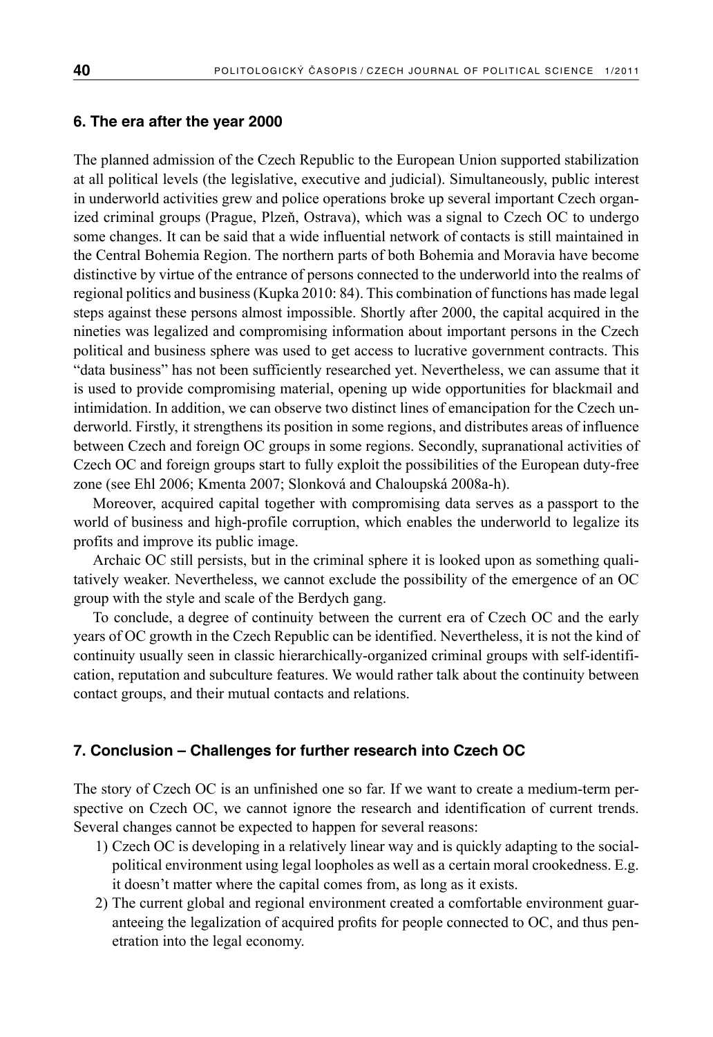## 6. The era after the year 2000

The planned admission of the Czech Republic to the European Union supported stabilization at all political levels (the legislative, executive and judicial). Simultaneously, public interest in underworld activities grew and police operations broke up several important Czech organized criminal groups (Prague, Plzeň, Ostrava), which was a signal to Czech OC to undergo some changes. It can be said that a wide influential network of contacts is still maintained in the Central Bohemia Region. The northern parts of both Bohemia and Moravia have become distinctive by virtue of the entrance of persons connected to the underworld into the realms of regional politics and business (Kupka 2010: 84). This combination of functions has made legal steps against these persons almost impossible. Shortly after 2000, the capital acquired in the nineties was legalized and compromising information about important persons in the Czech political and business sphere was used to get access to lucrative government contracts. This "data business" has not been sufficiently researched yet. Nevertheless, we can assume that it is used to provide compromising material, opening up wide opportunities for blackmail and intimidation. In addition, we can observe two distinct lines of emancipation for the Czech underworld. Firstly, it strengthens its position in some regions, and distributes areas of influence between Czech and foreign OC groups in some regions. Secondly, supranational activities of Czech OC and foreign groups start to fully exploit the possibilities of the European duty-free zone (see Ehl 2006; Kmenta 2007; Slonková and Chaloupská 2008a-h).

Moreover, acquired capital together with compromising data serves as a passport to the world of business and high-profile corruption, which enables the underworld to legalize its profits and improve its public image.

Archaic OC still persists, but in the criminal sphere it is looked upon as something qualitatively weaker. Nevertheless, we cannot exclude the possibility of the emergence of an OC group with the style and scale of the Berdych gang.

To conclude, a degree of continuity between the current era of Czech OC and the early years of OC growth in the Czech Republic can be identified. Nevertheless, it is not the kind of continuity usually seen in classic hierarchically-organized criminal groups with self-identification, reputation and subculture features. We would rather talk about the continuity between contact groups, and their mutual contacts and relations.

## 7. Conclusion – Challenges for further research into Czech OC

The story of Czech OC is an unfinished one so far. If we want to create a medium-term perspective on Czech OC, we cannot ignore the research and identification of current trends. Several changes cannot be expected to happen for several reasons:

1) Czech OC is developing in a relatively linear way and is quickly adapting to the social-political environment using legal loopholes as well as a certain moral crookedness. E.g. it doesn't matter where the capital comes from, as long as it exists.
2) The current global and regional environment created a comfortable environment guaranteeing the legalization of acquired profits for people connected to OC, and thus penetration into the legal economy.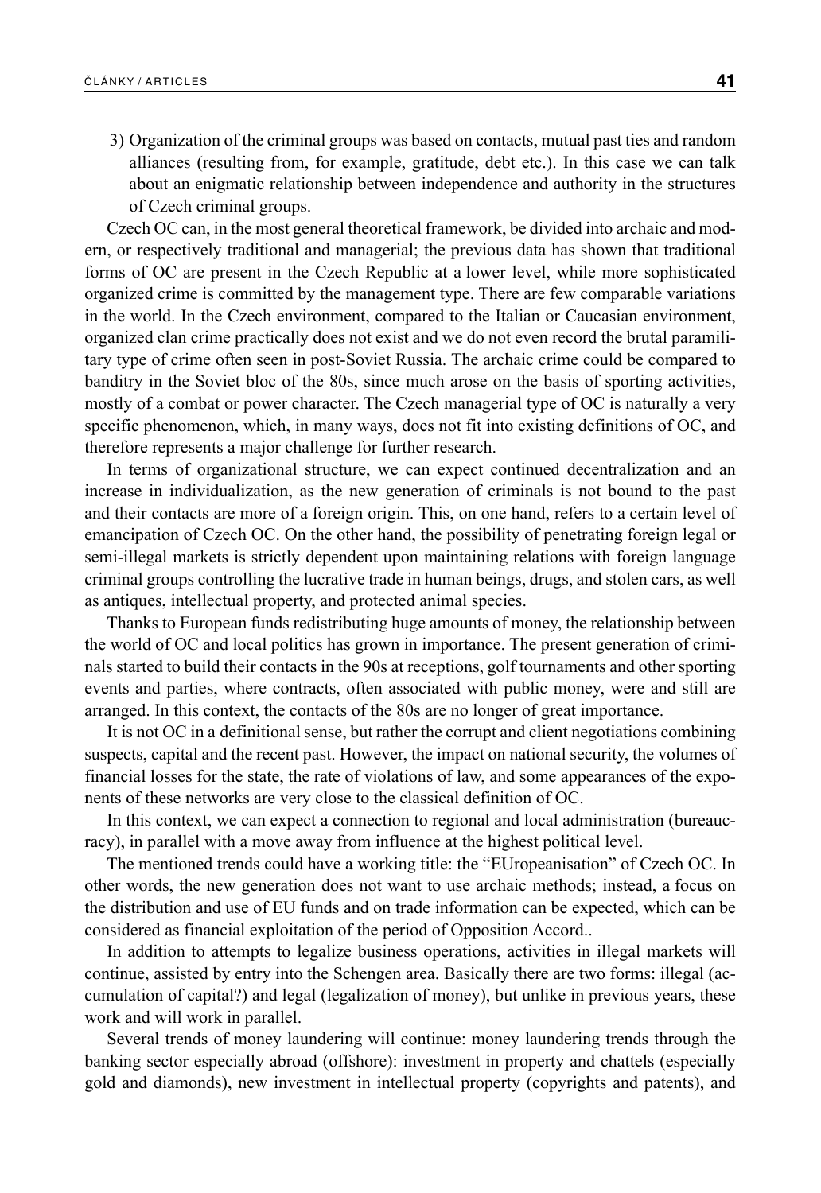3) Organization of the criminal groups was based on contacts, mutual past ties and random alliances (resulting from, for example, gratitude, debt etc.). In this case we can talk about an enigmatic relationship between independence and authority in the structures of Czech criminal groups.

Czech OC can, in the most general theoretical framework, be divided into archaic and modern, or respectively traditional and managerial; the previous data has shown that traditional forms of OC are present in the Czech Republic at a lower level, while more sophisticated organized crime is committed by the management type. There are few comparable variations in the world. In the Czech environment, compared to the Italian or Caucasian environment, organized clan crime practically does not exist and we do not even record the brutal paramilitary type of crime often seen in post-Soviet Russia. The archaic crime could be compared to banditry in the Soviet bloc of the 80s, since much arose on the basis of sporting activities, mostly of a combat or power character. The Czech managerial type of OC is naturally a very specific phenomenon, which, in many ways, does not fit into existing definitions of OC, and therefore represents a major challenge for further research.

In terms of organizational structure, we can expect continued decentralization and an increase in individualization, as the new generation of criminals is not bound to the past and their contacts are more of a foreign origin. This, on one hand, refers to a certain level of emancipation of Czech OC. On the other hand, the possibility of penetrating foreign legal or semi-illegal markets is strictly dependent upon maintaining relations with foreign language criminal groups controlling the lucrative trade in human beings, drugs, and stolen cars, as well as antiques, intellectual property, and protected animal species.

Thanks to European funds redistributing huge amounts of money, the relationship between the world of OC and local politics has grown in importance. The present generation of criminals started to build their contacts in the 90s at receptions, golf tournaments and other sporting events and parties, where contracts, often associated with public money, were and still are arranged. In this context, the contacts of the 80s are no longer of great importance.

It is not OC in a definitional sense, but rather the corrupt and client negotiations combining suspects, capital and the recent past. However, the impact on national security, the volumes of financial losses for the state, the rate of violations of law, and some appearances of the exponents of these networks are very close to the classical definition of OC.

In this context, we can expect a connection to regional and local administration (bureaucracy), in parallel with a move away from influence at the highest political level.

The mentioned trends could have a working title: the "EUropeanisation" of Czech OC. In other words, the new generation does not want to use archaic methods; instead, a focus on the distribution and use of EU funds and on trade information can be expected, which can be considered as financial exploitation of the period of Opposition Accord..

In addition to attempts to legalize business operations, activities in illegal markets will continue, assisted by entry into the Schengen area. Basically there are two forms: illegal (accumulation of capital?) and legal (legalization of money), but unlike in previous years, these work and will work in parallel.

Several trends of money laundering will continue: money laundering trends through the banking sector especially abroad (offshore): investment in property and chattels (especially gold and diamonds), new investment in intellectual property (copyrights and patents), and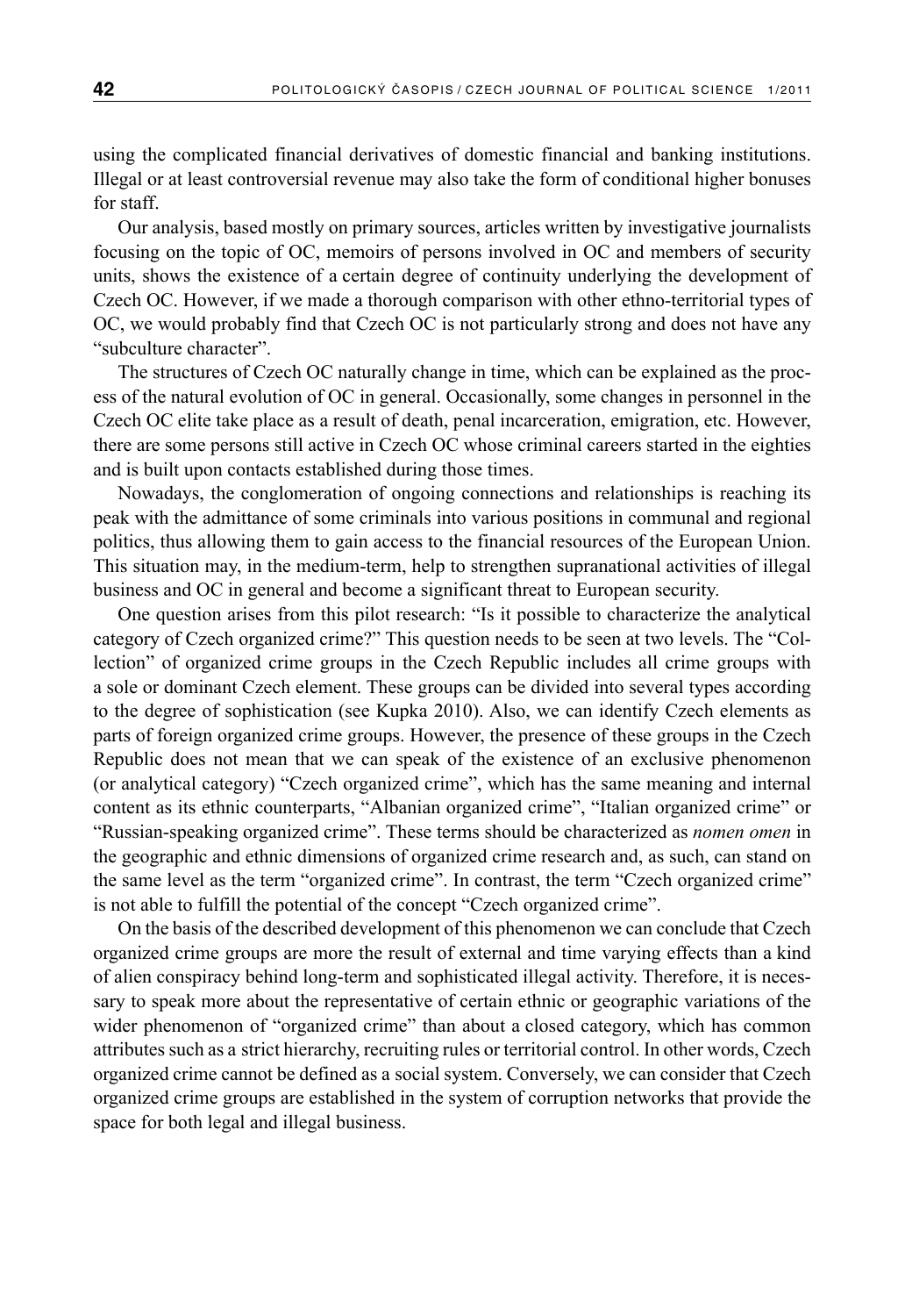using the complicated financial derivatives of domestic financial and banking institutions. Illegal or at least controversial revenue may also take the form of conditional higher bonuses for staff.

Our analysis, based mostly on primary sources, articles written by investigative journalists focusing on the topic of OC, memoirs of persons involved in OC and members of security units, shows the existence of a certain degree of continuity underlying the development of Czech OC. However, if we made a thorough comparison with other ethno-territorial types of OC, we would probably find that Czech OC is not particularly strong and does not have any "subculture character".

The structures of Czech OC naturally change in time, which can be explained as the process of the natural evolution of OC in general. Occasionally, some changes in personnel in the Czech OC elite take place as a result of death, penal incarceration, emigration, etc. However, there are some persons still active in Czech OC whose criminal careers started in the eighties and is built upon contacts established during those times.

Nowadays, the conglomeration of ongoing connections and relationships is reaching its peak with the admittance of some criminals into various positions in communal and regional politics, thus allowing them to gain access to the financial resources of the European Union. This situation may, in the medium-term, help to strengthen supranational activities of illegal business and OC in general and become a significant threat to European security.

One question arises from this pilot research: "Is it possible to characterize the analytical category of Czech organized crime?" This question needs to be seen at two levels. The "Collection" of organized crime groups in the Czech Republic includes all crime groups with a sole or dominant Czech element. These groups can be divided into several types according to the degree of sophistication (see Kupka 2010). Also, we can identify Czech elements as parts of foreign organized crime groups. However, the presence of these groups in the Czech Republic does not mean that we can speak of the existence of an exclusive phenomenon (or analytical category) "Czech organized crime", which has the same meaning and internal content as its ethnic counterparts, "Albanian organized crime", "Italian organized crime" or "Russian-speaking organized crime". These terms should be characterized as *nomen omen* in the geographic and ethnic dimensions of organized crime research and, as such, can stand on the same level as the term "organized crime". In contrast, the term "Czech organized crime" is not able to fulfill the potential of the concept "Czech organized crime".

On the basis of the described development of this phenomenon we can conclude that Czech organized crime groups are more the result of external and time varying effects than a kind of alien conspiracy behind long-term and sophisticated illegal activity. Therefore, it is necessary to speak more about the representative of certain ethnic or geographic variations of the wider phenomenon of "organized crime" than about a closed category, which has common attributes such as a strict hierarchy, recruiting rules or territorial control. In other words, Czech organized crime cannot be defined as a social system. Conversely, we can consider that Czech organized crime groups are established in the system of corruption networks that provide the space for both legal and illegal business.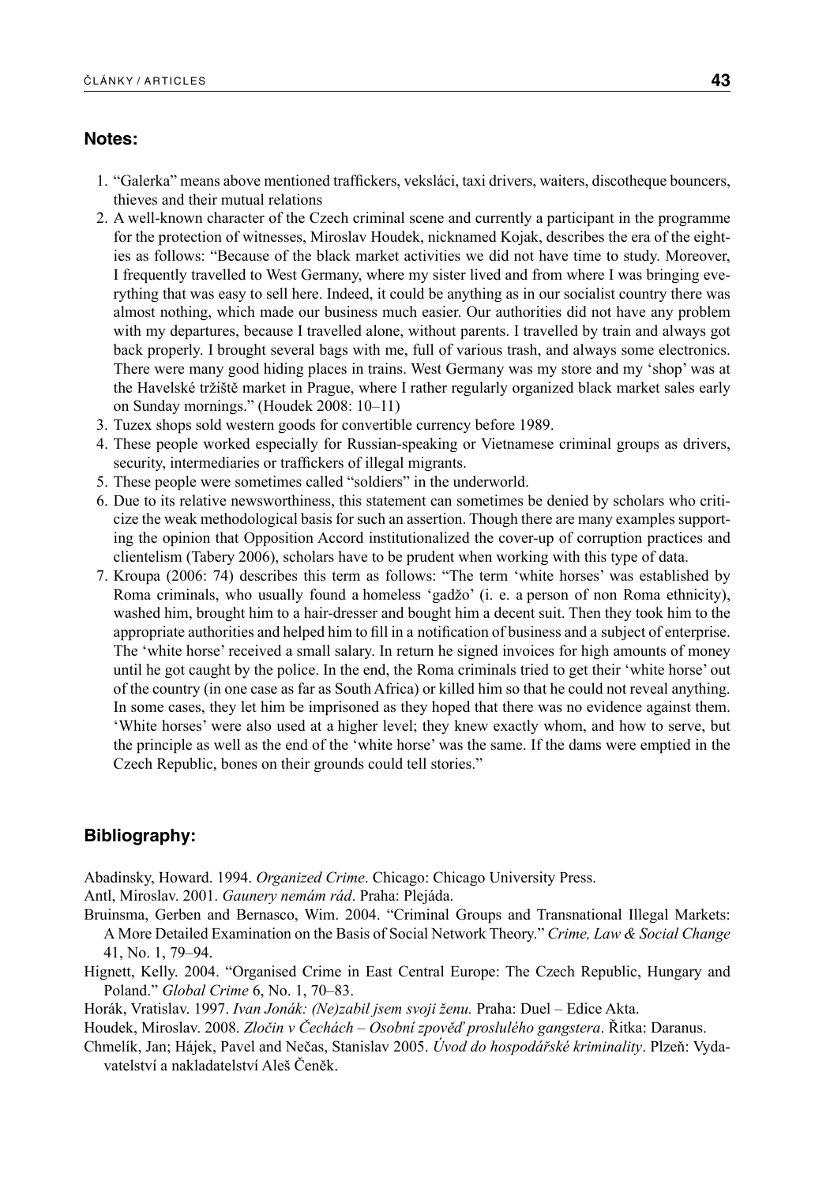## Notes:

1. "Galerka" means above mentioned traffickers, veksláci, taxi drivers, waiters, discotheque bouncers, thieves and their mutual relations
2. A well-known character of the Czech criminal scene and currently a participant in the programme for the protection of witnesses, Miroslav Houdek, nicknamed Kojak, describes the era of the eighties as follows: "Because of the black market activities we did not have time to study. Moreover, I frequently travelled to West Germany, where my sister lived and from where I was bringing everything that was easy to sell here. Indeed, it could be anything as in our socialist country there was almost nothing, which made our business much easier. Our authorities did not have any problem with my departures, because I travelled alone, without parents. I travelled by train and always got back properly. I brought several bags with me, full of various trash, and always some electronics. There were many good hiding places in trains. West Germany was my store and my 'shop' was at the Havelské tržiště market in Prague, where I rather regularly organized black market sales early on Sunday mornings." (Houdek 2008: 10–11)
3. Tuzex shops sold western goods for convertible currency before 1989.
4. These people worked especially for Russian-speaking or Vietnamese criminal groups as drivers, security, intermediaries or traffickers of illegal migrants.
5. These people were sometimes called "soldiers" in the underworld.
6. Due to its relative newsworthiness, this statement can sometimes be denied by scholars who criticize the weak methodological basis for such an assertion. Though there are many examples supporting the opinion that Opposition Accord institutionalized the cover-up of corruption practices and clientelism (Tabery 2006), scholars have to be prudent when working with this type of data.
7. Kroupa (2006: 74) describes this term as follows: "The term 'white horses' was established by Roma criminals, who usually found a homeless 'gadžo' (i. e. a person of non Roma ethnicity), washed him, brought him to a hair-dresser and bought him a decent suit. Then they took him to the appropriate authorities and helped him to fill in a notification of business and a subject of enterprise. The 'white horse' received a small salary. In return he signed invoices for high amounts of money until he got caught by the police. In the end, the Roma criminals tried to get their 'white horse' out of the country (in one case as far as South Africa) or killed him so that he could not reveal anything. In some cases, they let him be imprisoned as they hoped that there was no evidence against them. 'White horses' were also used at a higher level; they knew exactly whom, and how to serve, but the principle as well as the end of the 'white horse' was the same. If the dams were emptied in the Czech Republic, bones on their grounds could tell stories."

## Bibliography:

Abadinsky, Howard. 1994. *Organized Crime*. Chicago: Chicago University Press.

Antl, Miroslav. 2001. *Gaunery nemám rád*. Praha: Plejáda.

Bruinsma, Gerben and Bernasco, Wim. 2004. "Criminal Groups and Transnational Illegal Markets: A More Detailed Examination on the Basis of Social Network Theory." *Crime, Law & Social Change* 41, No. 1, 79–94.

Hignett, Kelly. 2004. "Organised Crime in East Central Europe: The Czech Republic, Hungary and Poland." *Global Crime* 6, No. 1, 70–83.

Horák, Vratislav. 1997. *Ivan Jonák: (Ne)zabil jsem svoji ženu.* Praha: Duel – Edice Akta.

Houdek, Miroslav. 2008. *Zločin v Čechách – Osobní zpověď proslulého gangstera*. Řitka: Daranus.

Chmelík, Jan; Hájek, Pavel and Nečas, Stanislav 2005. *Úvod do hospodářské kriminality*. Plzeň: Vydavatelství a nakladatelství Aleš Čeněk.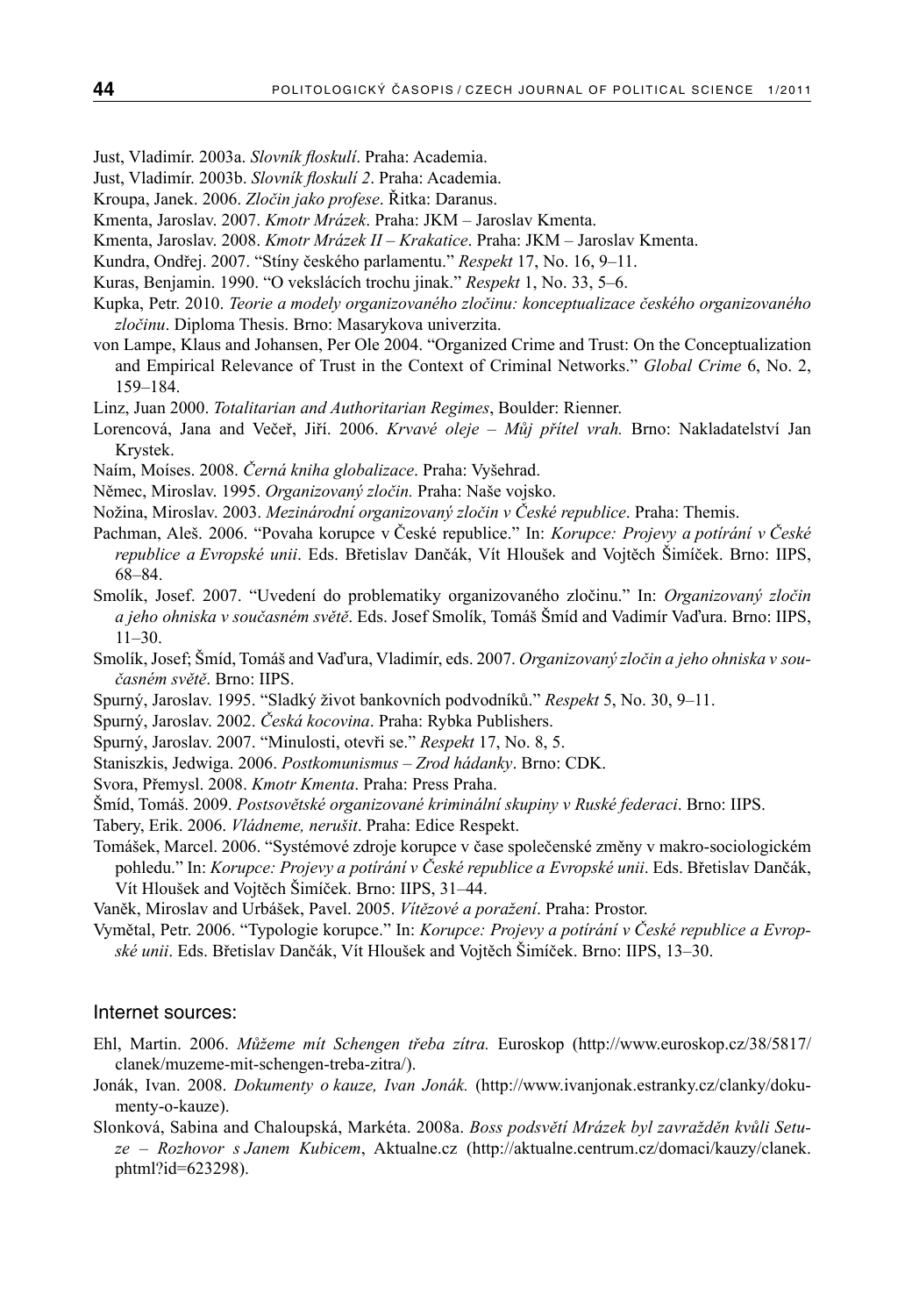Just, Vladimír. 2003a. *Slovník floskulí*. Praha: Academia.

Just, Vladimír. 2003b. *Slovník floskulí 2*. Praha: Academia.

Kroupa, Janek. 2006. *Zločin jako profese*. Řitka: Daranus.

Kmenta, Jaroslav. 2007. *Kmotr Mrázek*. Praha: JKM – Jaroslav Kmenta.

Kmenta, Jaroslav. 2008. *Kmotr Mrázek II – Krakatice*. Praha: JKM – Jaroslav Kmenta.

Kundra, Ondřej. 2007. "Stíny českého parlamentu." *Respekt* 17, No. 16, 9–11.

Kuras, Benjamin. 1990. "O vekslácích trochu jinak." *Respekt* 1, No. 33, 5–6.

Kupka, Petr. 2010. *Teorie a modely organizovaného zločinu: konceptualizace českého organizovaného zločinu*. Diploma Thesis. Brno: Masarykova univerzita.

von Lampe, Klaus and Johansen, Per Ole 2004. "Organized Crime and Trust: On the Conceptualization and Empirical Relevance of Trust in the Context of Criminal Networks." *Global Crime* 6, No. 2, 159–184.

Linz, Juan 2000. *Totalitarian and Authoritarian Regimes*, Boulder: Rienner.

Lorencová, Jana and Večeř, Jiří. 2006. *Krvavé oleje – Můj přítel vrah.* Brno: Nakladatelství Jan Krystek.

Naím, Moíses. 2008. *Černá kniha globalizace*. Praha: Vyšehrad.

Němec, Miroslav. 1995. *Organizovaný zločin.* Praha: Naše vojsko.

Nožina, Miroslav. 2003. *Mezinárodní organizovaný zločin v České republice*. Praha: Themis.

Pachman, Aleš. 2006. "Povaha korupce v České republice." In: *Korupce: Projevy a potírání v České republice a Evropské unii*. Eds. Břetislav Dančák, Vít Hloušek and Vojtěch Šimíček. Brno: IIPS, 68–84.

Smolík, Josef. 2007. "Uvedení do problematiky organizovaného zločinu." In: *Organizovaný zločin a jeho ohniska v současném světě*. Eds. Josef Smolík, Tomáš Šmíd and Vadimír Vaďura. Brno: IIPS, 11–30.

Smolík, Josef; Šmíd, Tomáš and Vaďura, Vladimír, eds. 2007. *Organizovaný zločin a jeho ohniska v současném světě*. Brno: IIPS.

Spurný, Jaroslav. 1995. "Sladký život bankovních podvodníků." *Respekt* 5, No. 30, 9–11.

Spurný, Jaroslav. 2002. *Česká kocovina*. Praha: Rybka Publishers.

Spurný, Jaroslav. 2007. "Minulosti, otevři se." *Respekt* 17, No. 8, 5.

Staniszkis, Jedwiga. 2006. *Postkomunismus – Zrod hádanky*. Brno: CDK.

Svora, Přemysl. 2008. *Kmotr Kmenta*. Praha: Press Praha.

Šmíd, Tomáš. 2009. *Postsovětské organizované kriminální skupiny v Ruské federaci*. Brno: IIPS.

Tabery, Erik. 2006. *Vládneme, nerušit*. Praha: Edice Respekt.

Tomášek, Marcel. 2006. "Systémové zdroje korupce v čase společenské změny v makro-sociologickém pohledu." In: *Korupce: Projevy a potírání v České republice a Evropské unii*. Eds. Břetislav Dančák, Vít Hloušek and Vojtěch Šimíček. Brno: IIPS, 31–44.

Vaněk, Miroslav and Urbášek, Pavel. 2005. *Vítězové a poražení*. Praha: Prostor.

Vymětal, Petr. 2006. "Typologie korupce." In: *Korupce: Projevy a potírání v České republice a Evropské unii*. Eds. Břetislav Dančák, Vít Hloušek and Vojtěch Šimíček. Brno: IIPS, 13–30.

## Internet sources:

Ehl, Martin. 2006. *Můžeme mít Schengen třeba zítra.* Euroskop (http://www.euroskop.cz/38/5817/clanek/muzeme-mit-schengen-treba-zitra/).

Jonák, Ivan. 2008. *Dokumenty o kauze, Ivan Jonák.* (http://www.ivanjonak.estranky.cz/clanky/dokumenty-o-kauze).

Slonková, Sabina and Chaloupská, Markéta. 2008a. *Boss podsvětí Mrázek byl zavražděn kvůli Setuze – Rozhovor s Janem Kubicem*, Aktualne.cz (http://aktualne.centrum.cz/domaci/kauzy/clanek.phtml?id=623298).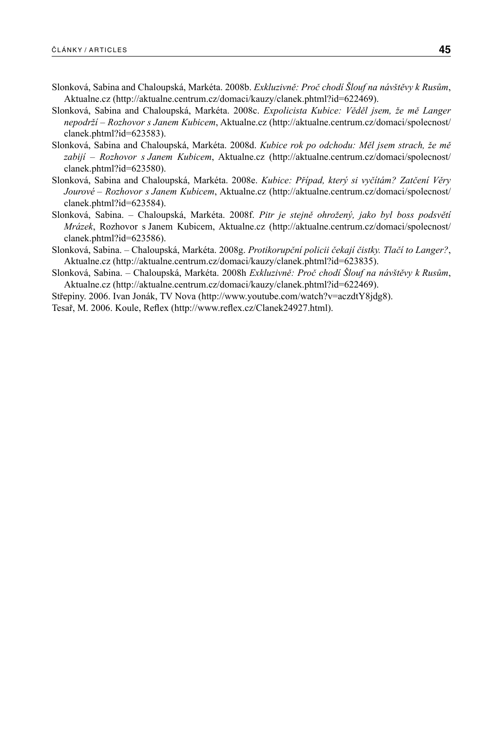Slonková, Sabina and Chaloupská, Markéta. 2008b. *Exkluzivně: Proč chodí Šlouf na návštěvy k Rusům*, Aktualne.cz (http://aktualne.centrum.cz/domaci/kauzy/clanek.phtml?id=622469).

Slonková, Sabina and Chaloupská, Markéta. 2008c. *Expolicista Kubice: Věděl jsem, že mě Langer nepodrží – Rozhovor s Janem Kubicem*, Aktualne.cz (http://aktualne.centrum.cz/domaci/spolecnost/clanek.phtml?id=623583).

Slonková, Sabina and Chaloupská, Markéta. 2008d. *Kubice rok po odchodu: Měl jsem strach, že mě zabijí – Rozhovor s Janem Kubicem*, Aktualne.cz (http://aktualne.centrum.cz/domaci/spolecnost/clanek.phtml?id=623580).

Slonková, Sabina and Chaloupská, Markéta. 2008e. *Kubice: Případ, který si vyčítám? Zatčení Věry Jourové – Rozhovor s Janem Kubicem*, Aktualne.cz (http://aktualne.centrum.cz/domaci/spolecnost/clanek.phtml?id=623584).

Slonková, Sabina. – Chaloupská, Markéta. 2008f. *Pitr je stejně ohrožený, jako byl boss podsvětí Mrázek*, Rozhovor s Janem Kubicem, Aktualne.cz (http://aktualne.centrum.cz/domaci/spolecnost/clanek.phtml?id=623586).

Slonková, Sabina. – Chaloupská, Markéta. 2008g. *Protikorupční policii čekají čistky. Tlačí to Langer?*, Aktualne.cz (http://aktualne.centrum.cz/domaci/kauzy/clanek.phtml?id=623835).

Slonková, Sabina. – Chaloupská, Markéta. 2008h *Exkluzivně: Proč chodí Šlouf na návštěvy k Rusům*, Aktualne.cz (http://aktualne.centrum.cz/domaci/kauzy/clanek.phtml?id=622469).

Střepiny. 2006. Ivan Jonák, TV Nova (http://www.youtube.com/watch?v=aczdtY8jdg8).

Tesař, M. 2006. Koule, Reflex (http://www.reflex.cz/Clanek24927.html).